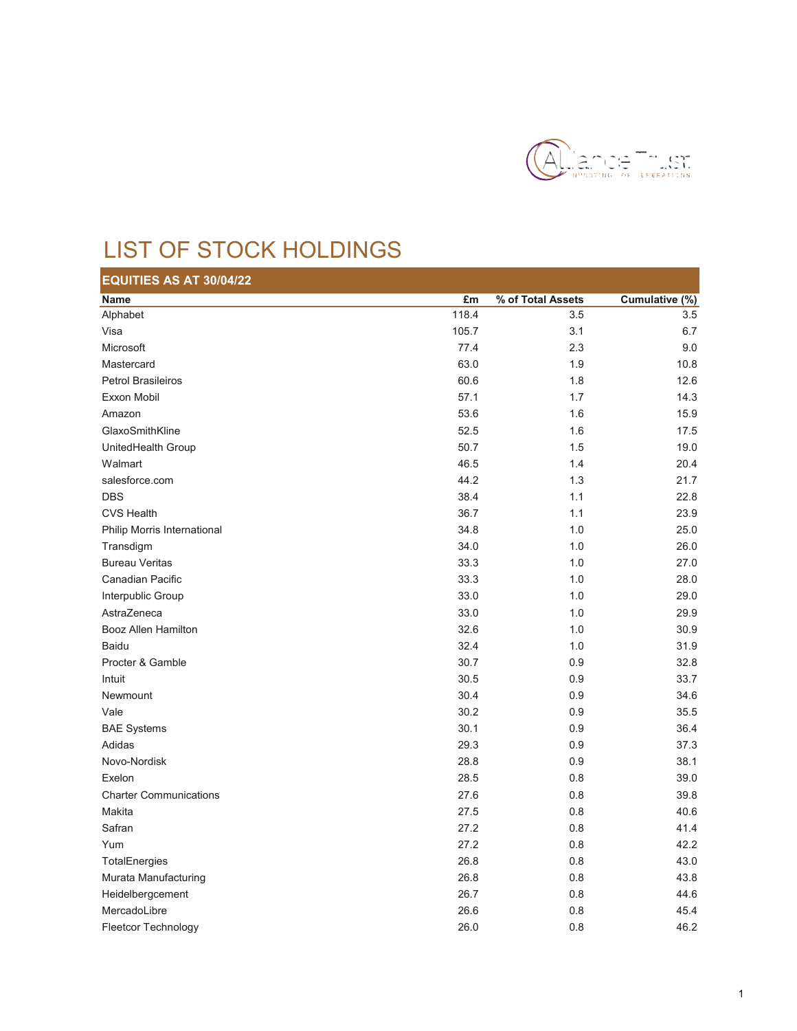# LIST OF STOCK HOLDINGS

| EQUITIES AS AT 30/04/22 | | | |
|---|---|---|---|
| **Name** | **£m** | **% of Total Assets** | **Cumulative (%)** |
| Alphabet | 118.4 | 3.5 | 3.5 |
| Visa | 105.7 | 3.1 | 6.7 |
| Microsoft | 77.4 | 2.3 | 9.0 |
| Mastercard | 63.0 | 1.9 | 10.8 |
| Petrol Brasileiros | 60.6 | 1.8 | 12.6 |
| Exxon Mobil | 57.1 | 1.7 | 14.3 |
| Amazon | 53.6 | 1.6 | 15.9 |
| GlaxoSmithKline | 52.5 | 1.6 | 17.5 |
| UnitedHealth Group | 50.7 | 1.5 | 19.0 |
| Walmart | 46.5 | 1.4 | 20.4 |
| salesforce.com | 44.2 | 1.3 | 21.7 |
| DBS | 38.4 | 1.1 | 22.8 |
| CVS Health | 36.7 | 1.1 | 23.9 |
| Philip Morris International | 34.8 | 1.0 | 25.0 |
| Transdigm | 34.0 | 1.0 | 26.0 |
| Bureau Veritas | 33.3 | 1.0 | 27.0 |
| Canadian Pacific | 33.3 | 1.0 | 28.0 |
| Interpublic Group | 33.0 | 1.0 | 29.0 |
| AstraZeneca | 33.0 | 1.0 | 29.9 |
| Booz Allen Hamilton | 32.6 | 1.0 | 30.9 |
| Baidu | 32.4 | 1.0 | 31.9 |
| Procter & Gamble | 30.7 | 0.9 | 32.8 |
| Intuit | 30.5 | 0.9 | 33.7 |
| Newmount | 30.4 | 0.9 | 34.6 |
| Vale | 30.2 | 0.9 | 35.5 |
| BAE Systems | 30.1 | 0.9 | 36.4 |
| Adidas | 29.3 | 0.9 | 37.3 |
| Novo-Nordisk | 28.8 | 0.9 | 38.1 |
| Exelon | 28.5 | 0.8 | 39.0 |
| Charter Communications | 27.6 | 0.8 | 39.8 |
| Makita | 27.5 | 0.8 | 40.6 |
| Safran | 27.2 | 0.8 | 41.4 |
| Yum | 27.2 | 0.8 | 42.2 |
| TotalEnergies | 26.8 | 0.8 | 43.0 |
| Murata Manufacturing | 26.8 | 0.8 | 43.8 |
| Heidelbergcement | 26.7 | 0.8 | 44.6 |
| MercadoLibre | 26.6 | 0.8 | 45.4 |
| Fleetcor Technology | 26.0 | 0.8 | 46.2 |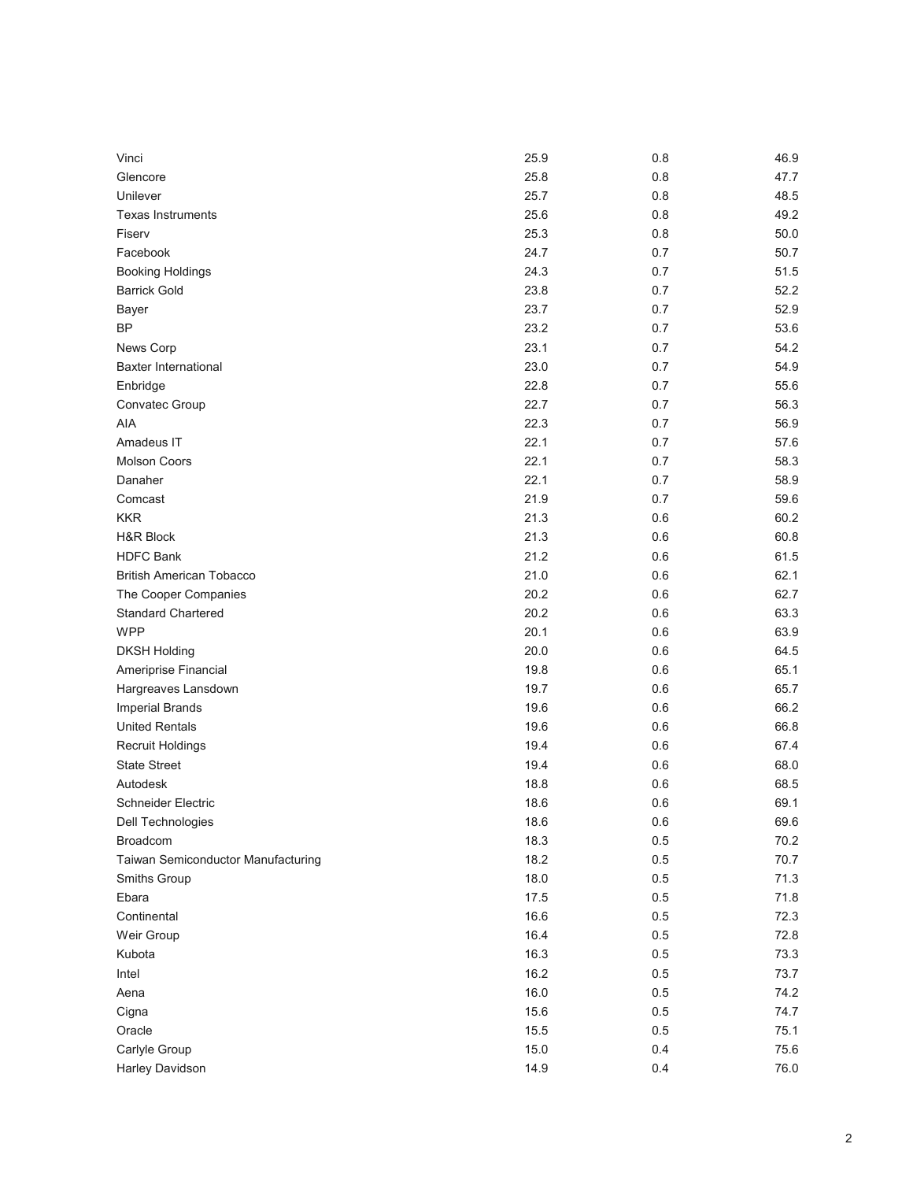| | | | |
|---|---|---|---|
| Vinci | 25.9 | 0.8 | 46.9 |
| Glencore | 25.8 | 0.8 | 47.7 |
| Unilever | 25.7 | 0.8 | 48.5 |
| Texas Instruments | 25.6 | 0.8 | 49.2 |
| Fiserv | 25.3 | 0.8 | 50.0 |
| Facebook | 24.7 | 0.7 | 50.7 |
| Booking Holdings | 24.3 | 0.7 | 51.5 |
| Barrick Gold | 23.8 | 0.7 | 52.2 |
| Bayer | 23.7 | 0.7 | 52.9 |
| BP | 23.2 | 0.7 | 53.6 |
| News Corp | 23.1 | 0.7 | 54.2 |
| Baxter International | 23.0 | 0.7 | 54.9 |
| Enbridge | 22.8 | 0.7 | 55.6 |
| Convatec Group | 22.7 | 0.7 | 56.3 |
| AIA | 22.3 | 0.7 | 56.9 |
| Amadeus IT | 22.1 | 0.7 | 57.6 |
| Molson Coors | 22.1 | 0.7 | 58.3 |
| Danaher | 22.1 | 0.7 | 58.9 |
| Comcast | 21.9 | 0.7 | 59.6 |
| KKR | 21.3 | 0.6 | 60.2 |
| H&R Block | 21.3 | 0.6 | 60.8 |
| HDFC Bank | 21.2 | 0.6 | 61.5 |
| British American Tobacco | 21.0 | 0.6 | 62.1 |
| The Cooper Companies | 20.2 | 0.6 | 62.7 |
| Standard Chartered | 20.2 | 0.6 | 63.3 |
| WPP | 20.1 | 0.6 | 63.9 |
| DKSH Holding | 20.0 | 0.6 | 64.5 |
| Ameriprise Financial | 19.8 | 0.6 | 65.1 |
| Hargreaves Lansdown | 19.7 | 0.6 | 65.7 |
| Imperial Brands | 19.6 | 0.6 | 66.2 |
| United Rentals | 19.6 | 0.6 | 66.8 |
| Recruit Holdings | 19.4 | 0.6 | 67.4 |
| State Street | 19.4 | 0.6 | 68.0 |
| Autodesk | 18.8 | 0.6 | 68.5 |
| Schneider Electric | 18.6 | 0.6 | 69.1 |
| Dell Technologies | 18.6 | 0.6 | 69.6 |
| Broadcom | 18.3 | 0.5 | 70.2 |
| Taiwan Semiconductor Manufacturing | 18.2 | 0.5 | 70.7 |
| Smiths Group | 18.0 | 0.5 | 71.3 |
| Ebara | 17.5 | 0.5 | 71.8 |
| Continental | 16.6 | 0.5 | 72.3 |
| Weir Group | 16.4 | 0.5 | 72.8 |
| Kubota | 16.3 | 0.5 | 73.3 |
| Intel | 16.2 | 0.5 | 73.7 |
| Aena | 16.0 | 0.5 | 74.2 |
| Cigna | 15.6 | 0.5 | 74.7 |
| Oracle | 15.5 | 0.5 | 75.1 |
| Carlyle Group | 15.0 | 0.4 | 75.6 |
| Harley Davidson | 14.9 | 0.4 | 76.0 |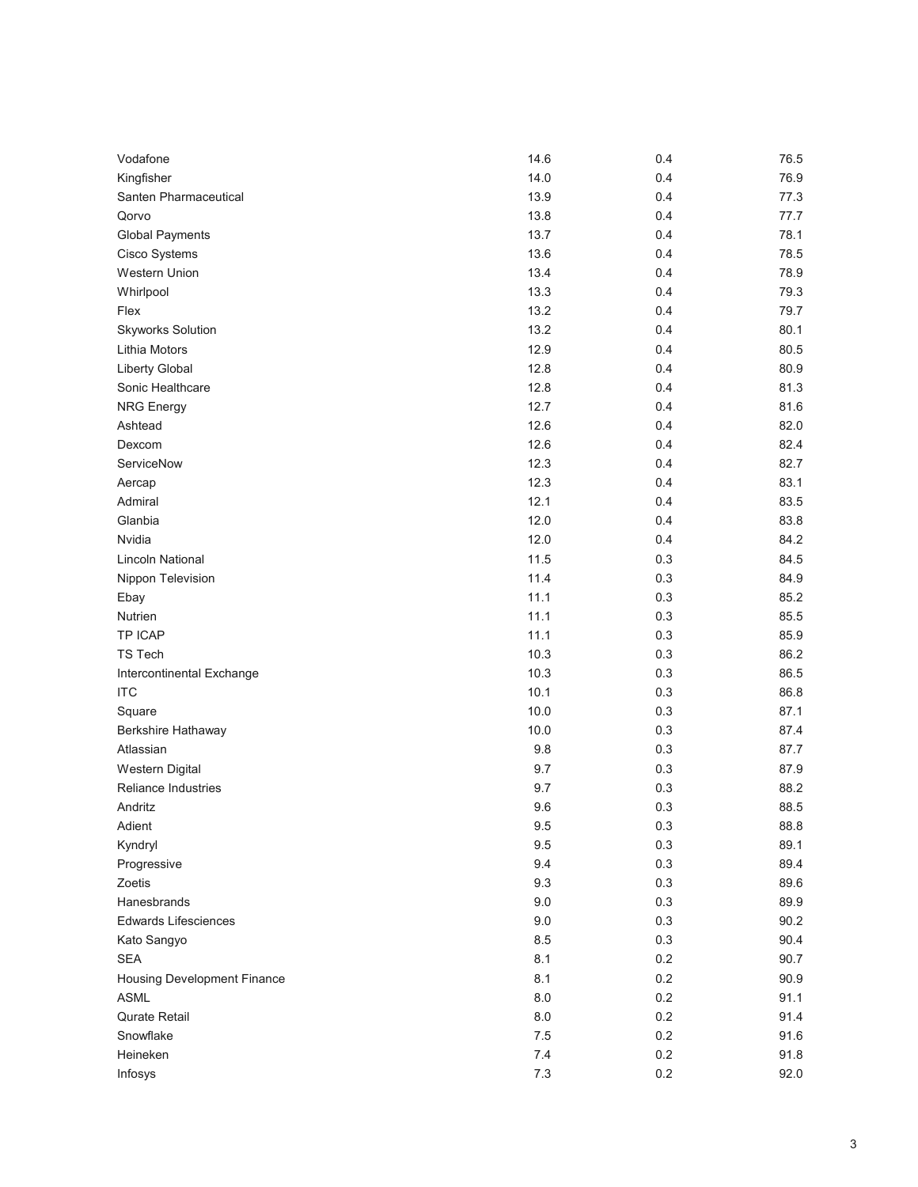| | | | |
|---|---|---|---|
| Vodafone | 14.6 | 0.4 | 76.5 |
| Kingfisher | 14.0 | 0.4 | 76.9 |
| Santen Pharmaceutical | 13.9 | 0.4 | 77.3 |
| Qorvo | 13.8 | 0.4 | 77.7 |
| Global Payments | 13.7 | 0.4 | 78.1 |
| Cisco Systems | 13.6 | 0.4 | 78.5 |
| Western Union | 13.4 | 0.4 | 78.9 |
| Whirlpool | 13.3 | 0.4 | 79.3 |
| Flex | 13.2 | 0.4 | 79.7 |
| Skyworks Solution | 13.2 | 0.4 | 80.1 |
| Lithia Motors | 12.9 | 0.4 | 80.5 |
| Liberty Global | 12.8 | 0.4 | 80.9 |
| Sonic Healthcare | 12.8 | 0.4 | 81.3 |
| NRG Energy | 12.7 | 0.4 | 81.6 |
| Ashtead | 12.6 | 0.4 | 82.0 |
| Dexcom | 12.6 | 0.4 | 82.4 |
| ServiceNow | 12.3 | 0.4 | 82.7 |
| Aercap | 12.3 | 0.4 | 83.1 |
| Admiral | 12.1 | 0.4 | 83.5 |
| Glanbia | 12.0 | 0.4 | 83.8 |
| Nvidia | 12.0 | 0.4 | 84.2 |
| Lincoln National | 11.5 | 0.3 | 84.5 |
| Nippon Television | 11.4 | 0.3 | 84.9 |
| Ebay | 11.1 | 0.3 | 85.2 |
| Nutrien | 11.1 | 0.3 | 85.5 |
| TP ICAP | 11.1 | 0.3 | 85.9 |
| TS Tech | 10.3 | 0.3 | 86.2 |
| Intercontinental Exchange | 10.3 | 0.3 | 86.5 |
| ITC | 10.1 | 0.3 | 86.8 |
| Square | 10.0 | 0.3 | 87.1 |
| Berkshire Hathaway | 10.0 | 0.3 | 87.4 |
| Atlassian | 9.8 | 0.3 | 87.7 |
| Western Digital | 9.7 | 0.3 | 87.9 |
| Reliance Industries | 9.7 | 0.3 | 88.2 |
| Andritz | 9.6 | 0.3 | 88.5 |
| Adient | 9.5 | 0.3 | 88.8 |
| Kyndryl | 9.5 | 0.3 | 89.1 |
| Progressive | 9.4 | 0.3 | 89.4 |
| Zoetis | 9.3 | 0.3 | 89.6 |
| Hanesbrands | 9.0 | 0.3 | 89.9 |
| Edwards Lifesciences | 9.0 | 0.3 | 90.2 |
| Kato Sangyo | 8.5 | 0.3 | 90.4 |
| SEA | 8.1 | 0.2 | 90.7 |
| Housing Development Finance | 8.1 | 0.2 | 90.9 |
| ASML | 8.0 | 0.2 | 91.1 |
| Qurate Retail | 8.0 | 0.2 | 91.4 |
| Snowflake | 7.5 | 0.2 | 91.6 |
| Heineken | 7.4 | 0.2 | 91.8 |
| Infosys | 7.3 | 0.2 | 92.0 |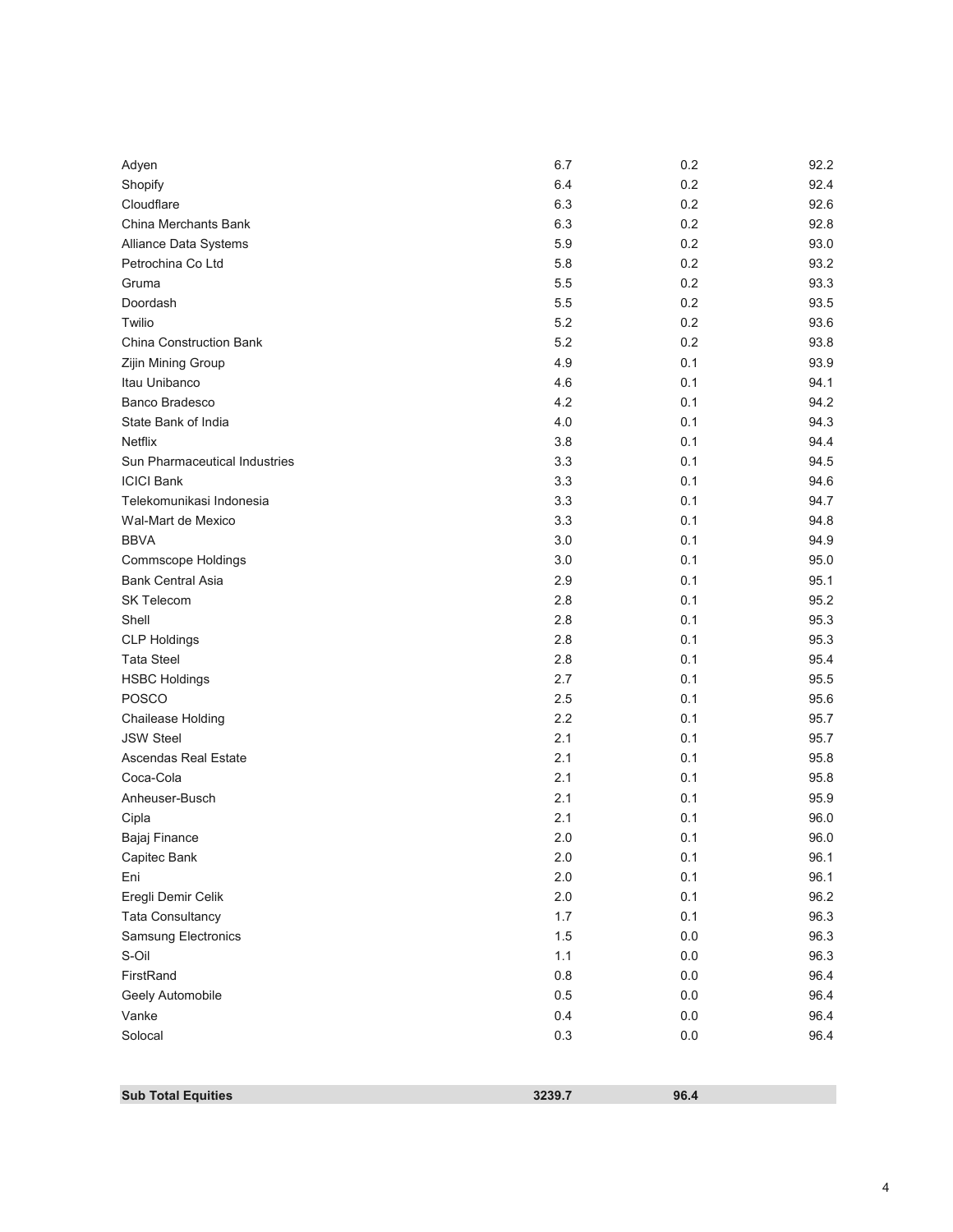| | | | |
|---|---|---|---|
| Adyen | 6.7 | 0.2 | 92.2 |
| Shopify | 6.4 | 0.2 | 92.4 |
| Cloudflare | 6.3 | 0.2 | 92.6 |
| China Merchants Bank | 6.3 | 0.2 | 92.8 |
| Alliance Data Systems | 5.9 | 0.2 | 93.0 |
| Petrochina Co Ltd | 5.8 | 0.2 | 93.2 |
| Gruma | 5.5 | 0.2 | 93.3 |
| Doordash | 5.5 | 0.2 | 93.5 |
| Twilio | 5.2 | 0.2 | 93.6 |
| China Construction Bank | 5.2 | 0.2 | 93.8 |
| Zijin Mining Group | 4.9 | 0.1 | 93.9 |
| Itau Unibanco | 4.6 | 0.1 | 94.1 |
| Banco Bradesco | 4.2 | 0.1 | 94.2 |
| State Bank of India | 4.0 | 0.1 | 94.3 |
| Netflix | 3.8 | 0.1 | 94.4 |
| Sun Pharmaceutical Industries | 3.3 | 0.1 | 94.5 |
| ICICI Bank | 3.3 | 0.1 | 94.6 |
| Telekomunikasi Indonesia | 3.3 | 0.1 | 94.7 |
| Wal-Mart de Mexico | 3.3 | 0.1 | 94.8 |
| BBVA | 3.0 | 0.1 | 94.9 |
| Commscope Holdings | 3.0 | 0.1 | 95.0 |
| Bank Central Asia | 2.9 | 0.1 | 95.1 |
| SK Telecom | 2.8 | 0.1 | 95.2 |
| Shell | 2.8 | 0.1 | 95.3 |
| CLP Holdings | 2.8 | 0.1 | 95.3 |
| Tata Steel | 2.8 | 0.1 | 95.4 |
| HSBC Holdings | 2.7 | 0.1 | 95.5 |
| POSCO | 2.5 | 0.1 | 95.6 |
| Chailease Holding | 2.2 | 0.1 | 95.7 |
| JSW Steel | 2.1 | 0.1 | 95.7 |
| Ascendas Real Estate | 2.1 | 0.1 | 95.8 |
| Coca-Cola | 2.1 | 0.1 | 95.8 |
| Anheuser-Busch | 2.1 | 0.1 | 95.9 |
| Cipla | 2.1 | 0.1 | 96.0 |
| Bajaj Finance | 2.0 | 0.1 | 96.0 |
| Capitec Bank | 2.0 | 0.1 | 96.1 |
| Eni | 2.0 | 0.1 | 96.1 |
| Eregli Demir Celik | 2.0 | 0.1 | 96.2 |
| Tata Consultancy | 1.7 | 0.1 | 96.3 |
| Samsung Electronics | 1.5 | 0.0 | 96.3 |
| S-Oil | 1.1 | 0.0 | 96.3 |
| FirstRand | 0.8 | 0.0 | 96.4 |
| Geely Automobile | 0.5 | 0.0 | 96.4 |
| Vanke | 0.4 | 0.0 | 96.4 |
| Solocal | 0.3 | 0.0 | 96.4 |
| **Sub Total Equities** | **3239.7** | **96.4** | |